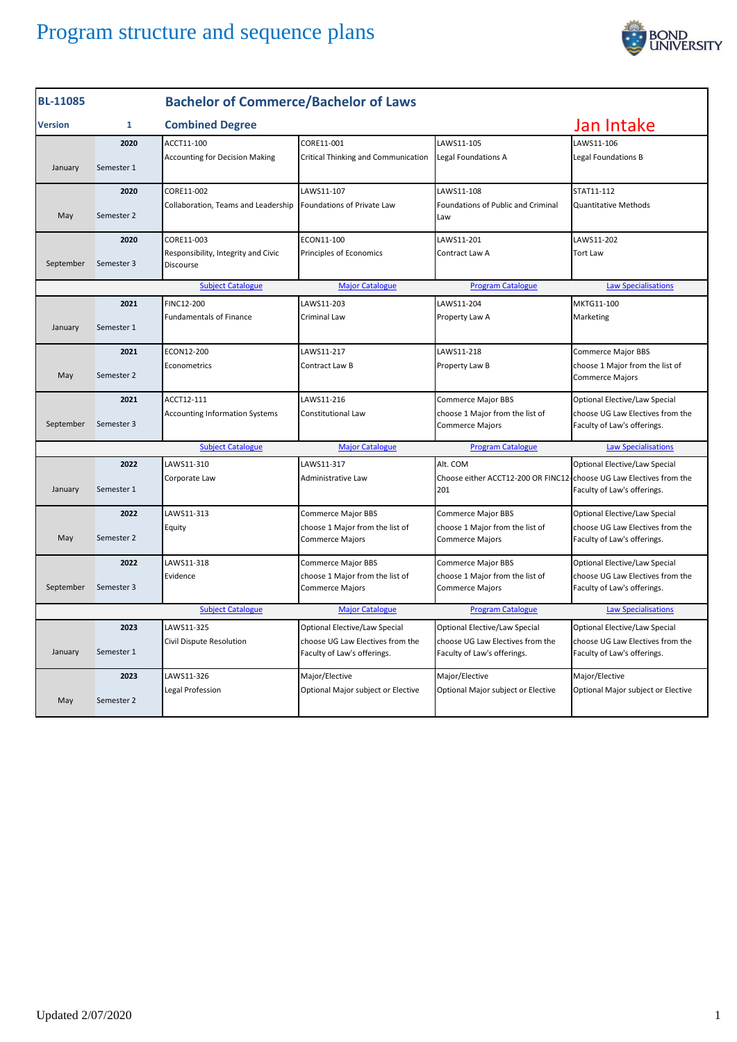# Program structure and sequence plans

| BL-11085 | | Bachelor of Commerce/Bachelor of Laws | | | |
|---|---|---|---|---|---|
| **Version** | **1** | **Combined Degree** | | | **Jan Intake** |
| January | 2020 Semester 1 | ACCT11-100 Accounting for Decision Making | CORE11-001 Critical Thinking and Communication | LAWS11-105 Legal Foundations A | LAWS11-106 Legal Foundations B |
| May | 2020 Semester 2 | CORE11-002 Collaboration, Teams and Leadership | LAWS11-107 Foundations of Private Law | LAWS11-108 Foundations of Public and Criminal Law | STAT11-112 Quantitative Methods |
| September | 2020 Semester 3 | CORE11-003 Responsibility, Integrity and Civic Discourse | ECON11-100 Principles of Economics | LAWS11-201 Contract Law A | LAWS11-202 Tort Law |
| | | Subject Catalogue | Major Catalogue | Program Catalogue | Law Specialisations |
| January | 2021 Semester 1 | FINC12-200 Fundamentals of Finance | LAWS11-203 Criminal Law | LAWS11-204 Property Law A | MKTG11-100 Marketing |
| May | 2021 Semester 2 | ECON12-200 Econometrics | LAWS11-217 Contract Law B | LAWS11-218 Property Law B | Commerce Major BBS choose 1 Major from the list of Commerce Majors |
| September | 2021 Semester 3 | ACCT12-111 Accounting Information Systems | LAWS11-216 Constitutional Law | Commerce Major BBS choose 1 Major from the list of Commerce Majors | Optional Elective/Law Special choose UG Law Electives from the Faculty of Law's offerings. |
| | | Subject Catalogue | Major Catalogue | Program Catalogue | Law Specialisations |
| January | 2022 Semester 1 | LAWS11-310 Corporate Law | LAWS11-317 Administrative Law | Alt. COM Choose either ACCT12-200 OR FINC12-201 | Optional Elective/Law Special choose UG Law Electives from the Faculty of Law's offerings. |
| May | 2022 Semester 2 | LAWS11-313 Equity | Commerce Major BBS choose 1 Major from the list of Commerce Majors | Commerce Major BBS choose 1 Major from the list of Commerce Majors | Optional Elective/Law Special choose UG Law Electives from the Faculty of Law's offerings. |
| September | 2022 Semester 3 | LAWS11-318 Evidence | Commerce Major BBS choose 1 Major from the list of Commerce Majors | Commerce Major BBS choose 1 Major from the list of Commerce Majors | Optional Elective/Law Special choose UG Law Electives from the Faculty of Law's offerings. |
| | | Subject Catalogue | Major Catalogue | Program Catalogue | Law Specialisations |
| January | 2023 Semester 1 | LAWS11-325 Civil Dispute Resolution | Optional Elective/Law Special choose UG Law Electives from the Faculty of Law's offerings. | Optional Elective/Law Special choose UG Law Electives from the Faculty of Law's offerings. | Optional Elective/Law Special choose UG Law Electives from the Faculty of Law's offerings. |
| May | 2023 Semester 2 | LAWS11-326 Legal Profession | Major/Elective Optional Major subject or Elective | Major/Elective Optional Major subject or Elective | Major/Elective Optional Major subject or Elective |

Updated 2/07/2020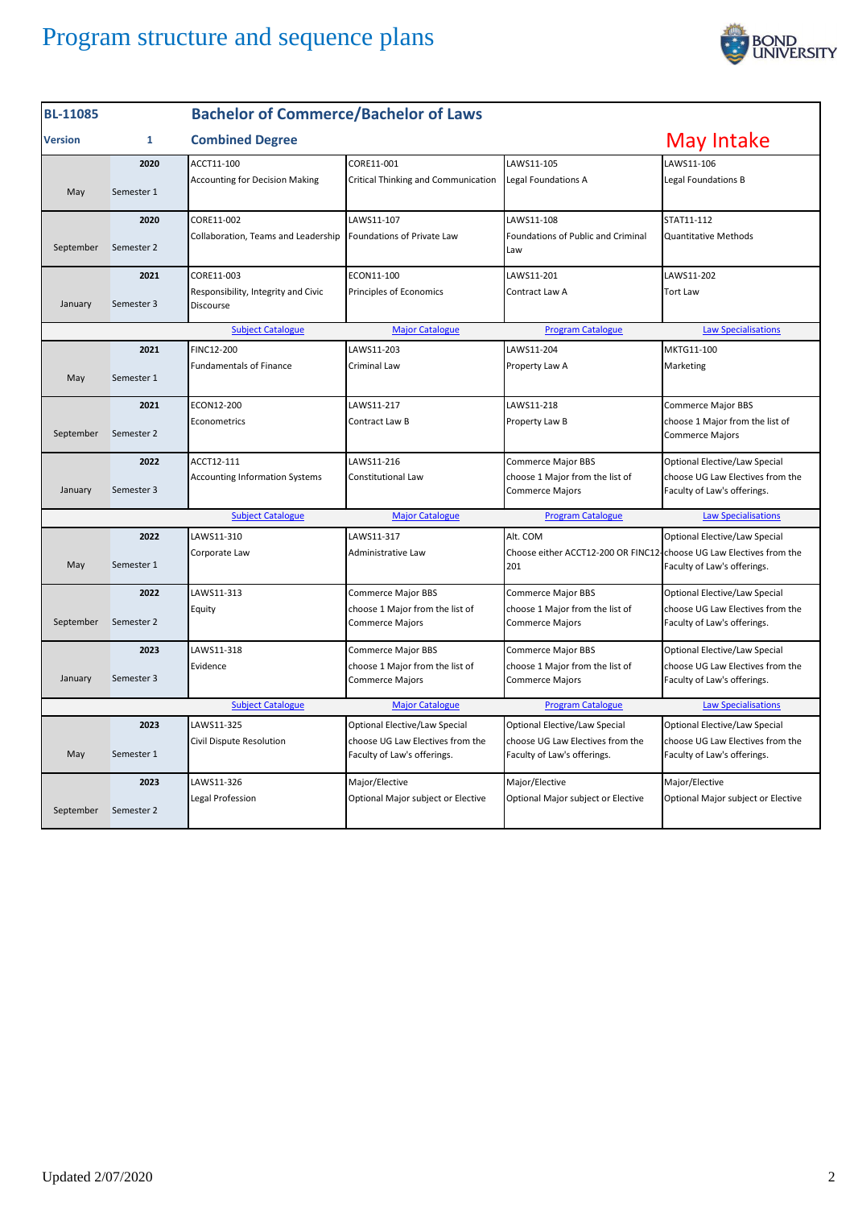# Program structure and sequence plans

| BL-11085 | | Bachelor of Commerce/Bachelor of Laws | | | |
|---|---|---|---|---|---|
| Version | 1 | Combined Degree | | | May Intake |
| May | 2020 Semester 1 | ACCT11-100 Accounting for Decision Making | CORE11-001 Critical Thinking and Communication | LAWS11-105 Legal Foundations A | LAWS11-106 Legal Foundations B |
| September | 2020 Semester 2 | CORE11-002 Collaboration, Teams and Leadership | LAWS11-107 Foundations of Private Law | LAWS11-108 Foundations of Public and Criminal Law | STAT11-112 Quantitative Methods |
| January | 2021 Semester 3 | CORE11-003 Responsibility, Integrity and Civic Discourse | ECON11-100 Principles of Economics | LAWS11-201 Contract Law A | LAWS11-202 Tort Law |
| | | Subject Catalogue | Major Catalogue | Program Catalogue | Law Specialisations |
| May | 2021 Semester 1 | FINC12-200 Fundamentals of Finance | LAWS11-203 Criminal Law | LAWS11-204 Property Law A | MKTG11-100 Marketing |
| September | 2021 Semester 2 | ECON12-200 Econometrics | LAWS11-217 Contract Law B | LAWS11-218 Property Law B | Commerce Major BBS choose 1 Major from the list of Commerce Majors |
| January | 2022 Semester 3 | ACCT12-111 Accounting Information Systems | LAWS11-216 Constitutional Law | Commerce Major BBS choose 1 Major from the list of Commerce Majors | Optional Elective/Law Special choose UG Law Electives from the Faculty of Law's offerings. |
| | | Subject Catalogue | Major Catalogue | Program Catalogue | Law Specialisations |
| May | 2022 Semester 1 | LAWS11-310 Corporate Law | LAWS11-317 Administrative Law | Alt. COM Choose either ACCT12-200 OR FINC12-201 | Optional Elective/Law Special choose UG Law Electives from the Faculty of Law's offerings. |
| September | 2022 Semester 2 | LAWS11-313 Equity | Commerce Major BBS choose 1 Major from the list of Commerce Majors | Commerce Major BBS choose 1 Major from the list of Commerce Majors | Optional Elective/Law Special choose UG Law Electives from the Faculty of Law's offerings. |
| January | 2023 Semester 3 | LAWS11-318 Evidence | Commerce Major BBS choose 1 Major from the list of Commerce Majors | Commerce Major BBS choose 1 Major from the list of Commerce Majors | Optional Elective/Law Special choose UG Law Electives from the Faculty of Law's offerings. |
| | | Subject Catalogue | Major Catalogue | Program Catalogue | Law Specialisations |
| May | 2023 Semester 1 | LAWS11-325 Civil Dispute Resolution | Optional Elective/Law Special choose UG Law Electives from the Faculty of Law's offerings. | Optional Elective/Law Special choose UG Law Electives from the Faculty of Law's offerings. | Optional Elective/Law Special choose UG Law Electives from the Faculty of Law's offerings. |
| September | 2023 Semester 2 | LAWS11-326 Legal Profession | Major/Elective Optional Major subject or Elective | Major/Elective Optional Major subject or Elective | Major/Elective Optional Major subject or Elective |

Updated 2/07/2020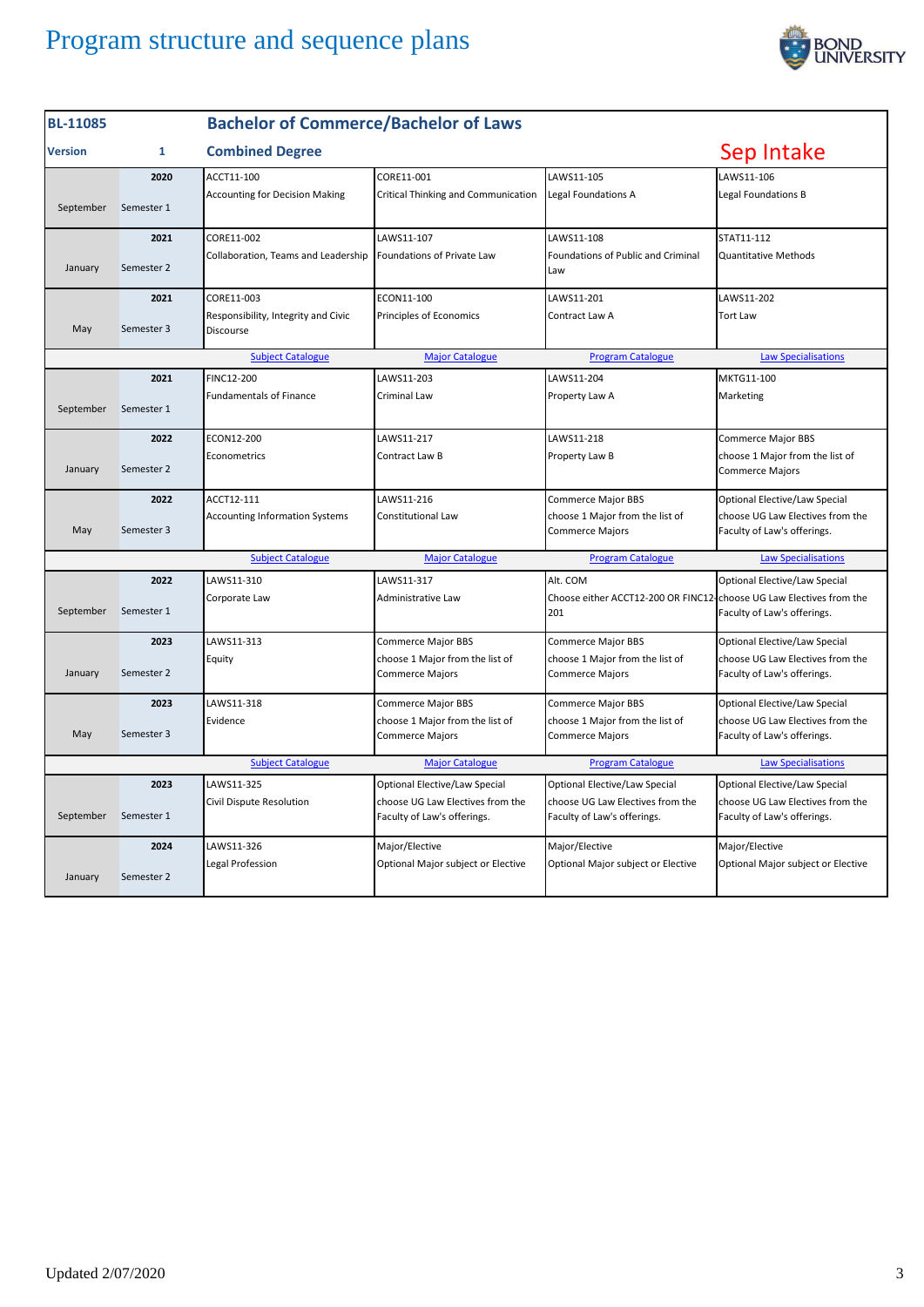# Program structure and sequence plans

| BL-11085 | | Bachelor of Commerce/Bachelor of Laws | | | |
|---|---|---|---|---|---|
| **Version** | **1** | **Combined Degree** | | | **Sep Intake** |
| September | 2020 Semester 1 | ACCT11-100 Accounting for Decision Making | CORE11-001 Critical Thinking and Communication | LAWS11-105 Legal Foundations A | LAWS11-106 Legal Foundations B |
| January | 2021 Semester 2 | CORE11-002 Collaboration, Teams and Leadership | LAWS11-107 Foundations of Private Law | LAWS11-108 Foundations of Public and Criminal Law | STAT11-112 Quantitative Methods |
| May | 2021 Semester 3 | CORE11-003 Responsibility, Integrity and Civic Discourse | ECON11-100 Principles of Economics | LAWS11-201 Contract Law A | LAWS11-202 Tort Law |
| | | Subject Catalogue | Major Catalogue | Program Catalogue | Law Specialisations |
| September | 2021 Semester 1 | FINC12-200 Fundamentals of Finance | LAWS11-203 Criminal Law | LAWS11-204 Property Law A | MKTG11-100 Marketing |
| January | 2022 Semester 2 | ECON12-200 Econometrics | LAWS11-217 Contract Law B | LAWS11-218 Property Law B | Commerce Major BBS choose 1 Major from the list of Commerce Majors |
| May | 2022 Semester 3 | ACCT12-111 Accounting Information Systems | LAWS11-216 Constitutional Law | Commerce Major BBS choose 1 Major from the list of Commerce Majors | Optional Elective/Law Special choose UG Law Electives from the Faculty of Law's offerings. |
| | | Subject Catalogue | Major Catalogue | Program Catalogue | Law Specialisations |
| September | 2022 Semester 1 | LAWS11-310 Corporate Law | LAWS11-317 Administrative Law | Alt. COM Choose either ACCT12-200 OR FINC12-201 | Optional Elective/Law Special choose UG Law Electives from the Faculty of Law's offerings. |
| January | 2023 Semester 2 | LAWS11-313 Equity | Commerce Major BBS choose 1 Major from the list of Commerce Majors | Commerce Major BBS choose 1 Major from the list of Commerce Majors | Optional Elective/Law Special choose UG Law Electives from the Faculty of Law's offerings. |
| May | 2023 Semester 3 | LAWS11-318 Evidence | Commerce Major BBS choose 1 Major from the list of Commerce Majors | Commerce Major BBS choose 1 Major from the list of Commerce Majors | Optional Elective/Law Special choose UG Law Electives from the Faculty of Law's offerings. |
| | | Subject Catalogue | Major Catalogue | Program Catalogue | Law Specialisations |
| September | 2023 Semester 1 | LAWS11-325 Civil Dispute Resolution | Optional Elective/Law Special choose UG Law Electives from the Faculty of Law's offerings. | Optional Elective/Law Special choose UG Law Electives from the Faculty of Law's offerings. | Optional Elective/Law Special choose UG Law Electives from the Faculty of Law's offerings. |
| January | 2024 Semester 2 | LAWS11-326 Legal Profession | Major/Elective Optional Major subject or Elective | Major/Elective Optional Major subject or Elective | Major/Elective Optional Major subject or Elective |

Updated 2/07/2020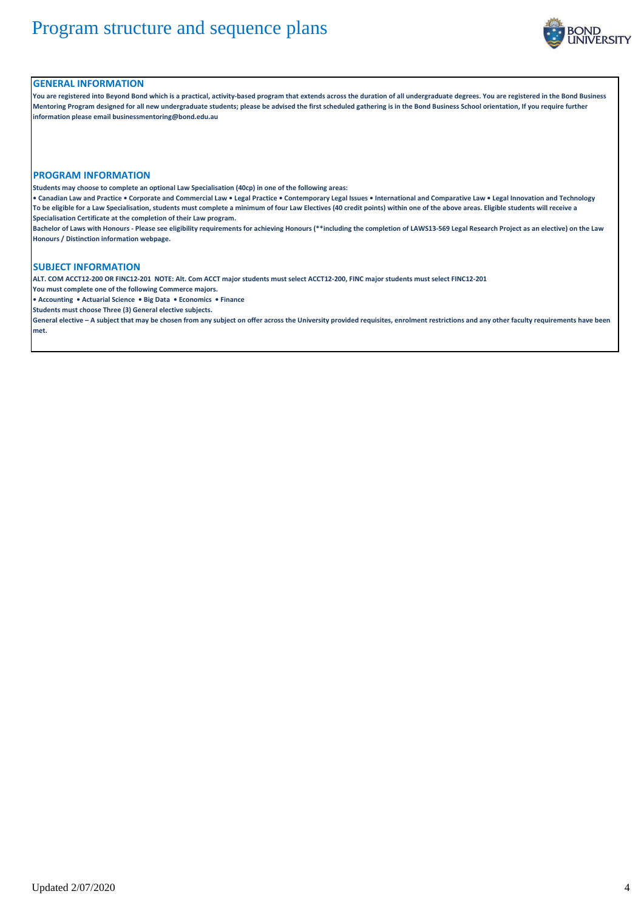# Program structure and sequence plans

## GENERAL INFORMATION

**You are registered into Beyond Bond which is a practical, activity-based program that extends across the duration of all undergraduate degrees. You are registered in the Bond Business Mentoring Program designed for all new undergraduate students; please be advised the first scheduled gathering is in the Bond Business School orientation, If you require further information please email businessmentoring@bond.edu.au**

## PROGRAM INFORMATION

**Students may choose to complete an optional Law Specialisation (40cp) in one of the following areas:**

**• Canadian Law and Practice • Corporate and Commercial Law • Legal Practice • Contemporary Legal Issues • International and Comparative Law • Legal Innovation and Technology**

**To be eligible for a Law Specialisation, students must complete a minimum of four Law Electives (40 credit points) within one of the above areas. Eligible students will receive a Specialisation Certificate at the completion of their Law program.**

**Bachelor of Laws with Honours - Please see eligibility requirements for achieving Honours (\*\*including the completion of LAWS13-569 Legal Research Project as an elective) on the Law Honours / Distinction information webpage.**

## SUBJECT INFORMATION

**ALT. COM ACCT12-200 OR FINC12-201 NOTE: Alt. Com ACCT major students must select ACCT12-200, FINC major students must select FINC12-201**

**You must complete one of the following Commerce majors.**

**• Accounting • Actuarial Science • Big Data • Economics • Finance**

**Students must choose Three (3) General elective subjects.**

**General elective – A subject that may be chosen from any subject on offer across the University provided requisites, enrolment restrictions and any other faculty requirements have been met.**

Updated 2/07/2020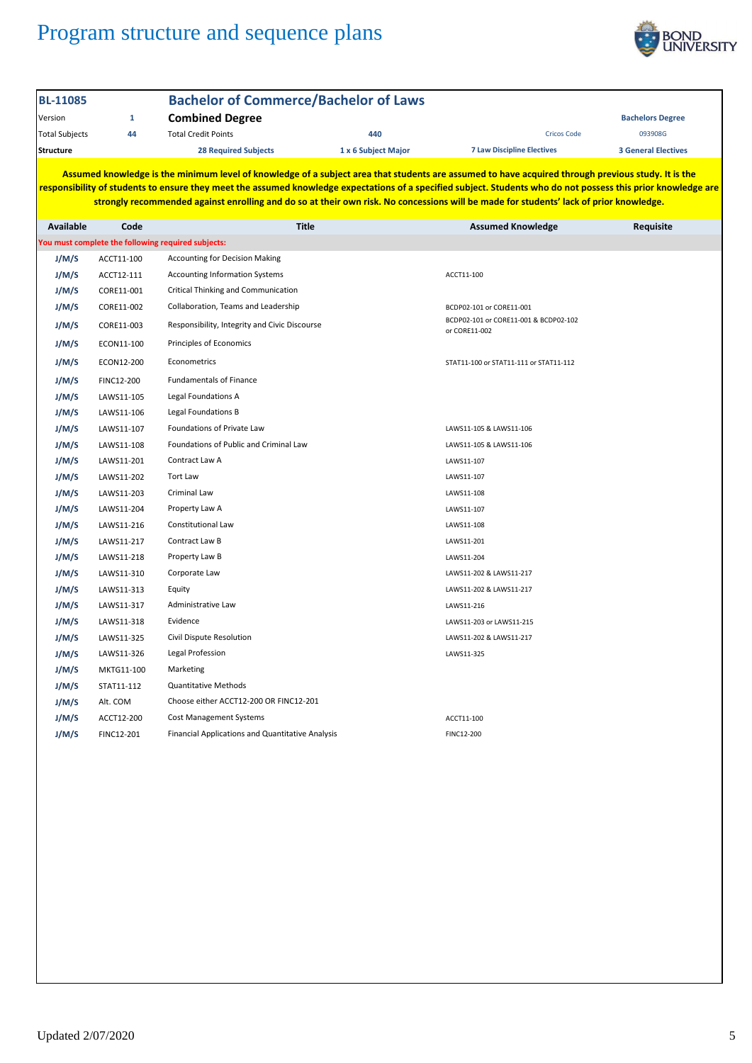# Program structure and sequence plans

| BL-11085 | | Bachelor of Commerce/Bachelor of Laws | | | |
|---|---|---|---|---|---|
| Version | 1 | **Combined Degree** | | | **Bachelors Degree** |
| Total Subjects | 44 | Total Credit Points | 440 | Cricos Code | 093908G |
| **Structure** | | **28 Required Subjects** | **1 x 6 Subject Major** | **7 Law Discipline Electives** | **3 General Electives** |

**Assumed knowledge is the minimum level of knowledge of a subject area that students are assumed to have acquired through previous study. It is the responsibility of students to ensure they meet the assumed knowledge expectations of a specified subject. Students who do not possess this prior knowledge are strongly recommended against enrolling and do so at their own risk. No concessions will be made for students' lack of prior knowledge.**

| Available | Code | Title | Assumed Knowledge | Requisite |
|---|---|---|---|---|
| **You must complete the following required subjects:** | | | | |
| J/M/S | ACCT11-100 | Accounting for Decision Making | | |
| J/M/S | ACCT12-111 | Accounting Information Systems | ACCT11-100 | |
| J/M/S | CORE11-001 | Critical Thinking and Communication | | |
| J/M/S | CORE11-002 | Collaboration, Teams and Leadership | BCDP02-101 or CORE11-001 | |
| J/M/S | CORE11-003 | Responsibility, Integrity and Civic Discourse | BCDP02-101 or CORE11-001 & BCDP02-102 or CORE11-002 | |
| J/M/S | ECON11-100 | Principles of Economics | | |
| J/M/S | ECON12-200 | Econometrics | STAT11-100 or STAT11-111 or STAT11-112 | |
| J/M/S | FINC12-200 | Fundamentals of Finance | | |
| J/M/S | LAWS11-105 | Legal Foundations A | | |
| J/M/S | LAWS11-106 | Legal Foundations B | | |
| J/M/S | LAWS11-107 | Foundations of Private Law | LAWS11-105 & LAWS11-106 | |
| J/M/S | LAWS11-108 | Foundations of Public and Criminal Law | LAWS11-105 & LAWS11-106 | |
| J/M/S | LAWS11-201 | Contract Law A | LAWS11-107 | |
| J/M/S | LAWS11-202 | Tort Law | LAWS11-107 | |
| J/M/S | LAWS11-203 | Criminal Law | LAWS11-108 | |
| J/M/S | LAWS11-204 | Property Law A | LAWS11-107 | |
| J/M/S | LAWS11-216 | Constitutional Law | LAWS11-108 | |
| J/M/S | LAWS11-217 | Contract Law B | LAWS11-201 | |
| J/M/S | LAWS11-218 | Property Law B | LAWS11-204 | |
| J/M/S | LAWS11-310 | Corporate Law | LAWS11-202 & LAWS11-217 | |
| J/M/S | LAWS11-313 | Equity | LAWS11-202 & LAWS11-217 | |
| J/M/S | LAWS11-317 | Administrative Law | LAWS11-216 | |
| J/M/S | LAWS11-318 | Evidence | LAWS11-203 or LAWS11-215 | |
| J/M/S | LAWS11-325 | Civil Dispute Resolution | LAWS11-202 & LAWS11-217 | |
| J/M/S | LAWS11-326 | Legal Profession | LAWS11-325 | |
| J/M/S | MKTG11-100 | Marketing | | |
| J/M/S | STAT11-112 | Quantitative Methods | | |
| J/M/S | Alt. COM | Choose either ACCT12-200 OR FINC12-201 | | |
| J/M/S | ACCT12-200 | Cost Management Systems | ACCT11-100 | |
| J/M/S | FINC12-201 | Financial Applications and Quantitative Analysis | FINC12-200 | |

Updated 2/07/2020